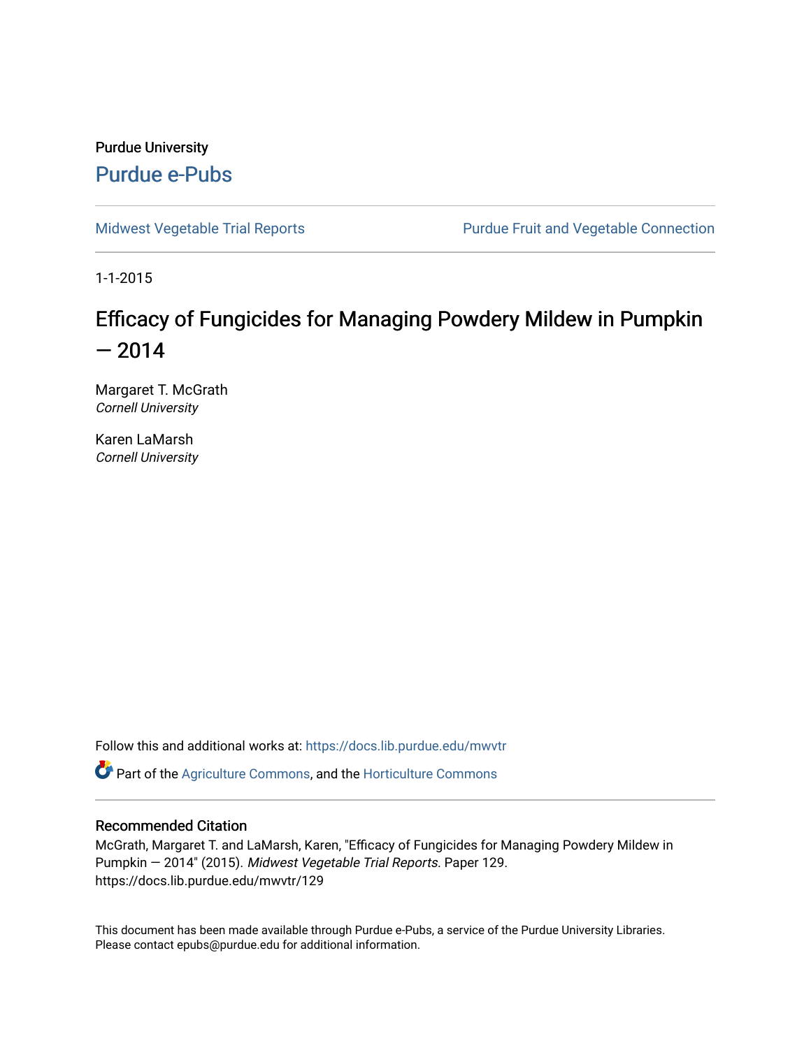Purdue University

# Purdue e-Pubs

Midwest Vegetable Trial Reports | Purdue Fruit and Vegetable Connection

1-1-2015

# Efficacy of Fungicides for Managing Powdery Mildew in Pumpkin — 2014

Margaret T. McGrath
*Cornell University*

Karen LaMarsh
*Cornell University*

Follow this and additional works at: https://docs.lib.purdue.edu/mwvtr

Part of the Agriculture Commons, and the Horticulture Commons

## Recommended Citation

McGrath, Margaret T. and LaMarsh, Karen, "Efficacy of Fungicides for Managing Powdery Mildew in Pumpkin — 2014" (2015). *Midwest Vegetable Trial Reports.* Paper 129.
https://docs.lib.purdue.edu/mwvtr/129

This document has been made available through Purdue e-Pubs, a service of the Purdue University Libraries. Please contact epubs@purdue.edu for additional information.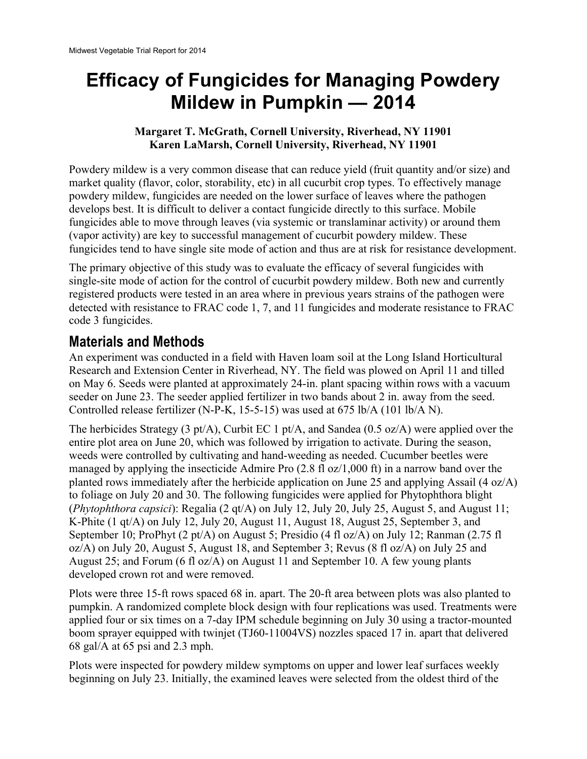# Efficacy of Fungicides for Managing Powdery Mildew in Pumpkin — 2014

**Margaret T. McGrath, Cornell University, Riverhead, NY 11901**
**Karen LaMarsh, Cornell University, Riverhead, NY 11901**

Powdery mildew is a very common disease that can reduce yield (fruit quantity and/or size) and market quality (flavor, color, storability, etc) in all cucurbit crop types. To effectively manage powdery mildew, fungicides are needed on the lower surface of leaves where the pathogen develops best. It is difficult to deliver a contact fungicide directly to this surface. Mobile fungicides able to move through leaves (via systemic or translaminar activity) or around them (vapor activity) are key to successful management of cucurbit powdery mildew. These fungicides tend to have single site mode of action and thus are at risk for resistance development.

The primary objective of this study was to evaluate the efficacy of several fungicides with single-site mode of action for the control of cucurbit powdery mildew. Both new and currently registered products were tested in an area where in previous years strains of the pathogen were detected with resistance to FRAC code 1, 7, and 11 fungicides and moderate resistance to FRAC code 3 fungicides.

## Materials and Methods

An experiment was conducted in a field with Haven loam soil at the Long Island Horticultural Research and Extension Center in Riverhead, NY. The field was plowed on April 11 and tilled on May 6. Seeds were planted at approximately 24-in. plant spacing within rows with a vacuum seeder on June 23. The seeder applied fertilizer in two bands about 2 in. away from the seed. Controlled release fertilizer (N-P-K, 15-5-15) was used at 675 lb/A (101 lb/A N).

The herbicides Strategy (3 pt/A), Curbit EC 1 pt/A, and Sandea (0.5 oz/A) were applied over the entire plot area on June 20, which was followed by irrigation to activate. During the season, weeds were controlled by cultivating and hand-weeding as needed. Cucumber beetles were managed by applying the insecticide Admire Pro (2.8 fl oz/1,000 ft) in a narrow band over the planted rows immediately after the herbicide application on June 25 and applying Assail (4 oz/A) to foliage on July 20 and 30. The following fungicides were applied for Phytophthora blight (*Phytophthora capsici*): Regalia (2 qt/A) on July 12, July 20, July 25, August 5, and August 11; K-Phite (1 qt/A) on July 12, July 20, August 11, August 18, August 25, September 3, and September 10; ProPhyt (2 pt/A) on August 5; Presidio (4 fl oz/A) on July 12; Ranman (2.75 fl oz/A) on July 20, August 5, August 18, and September 3; Revus (8 fl oz/A) on July 25 and August 25; and Forum (6 fl oz/A) on August 11 and September 10. A few young plants developed crown rot and were removed.

Plots were three 15-ft rows spaced 68 in. apart. The 20-ft area between plots was also planted to pumpkin. A randomized complete block design with four replications was used. Treatments were applied four or six times on a 7-day IPM schedule beginning on July 30 using a tractor-mounted boom sprayer equipped with twinjet (TJ60-11004VS) nozzles spaced 17 in. apart that delivered 68 gal/A at 65 psi and 2.3 mph.

Plots were inspected for powdery mildew symptoms on upper and lower leaf surfaces weekly beginning on July 23. Initially, the examined leaves were selected from the oldest third of the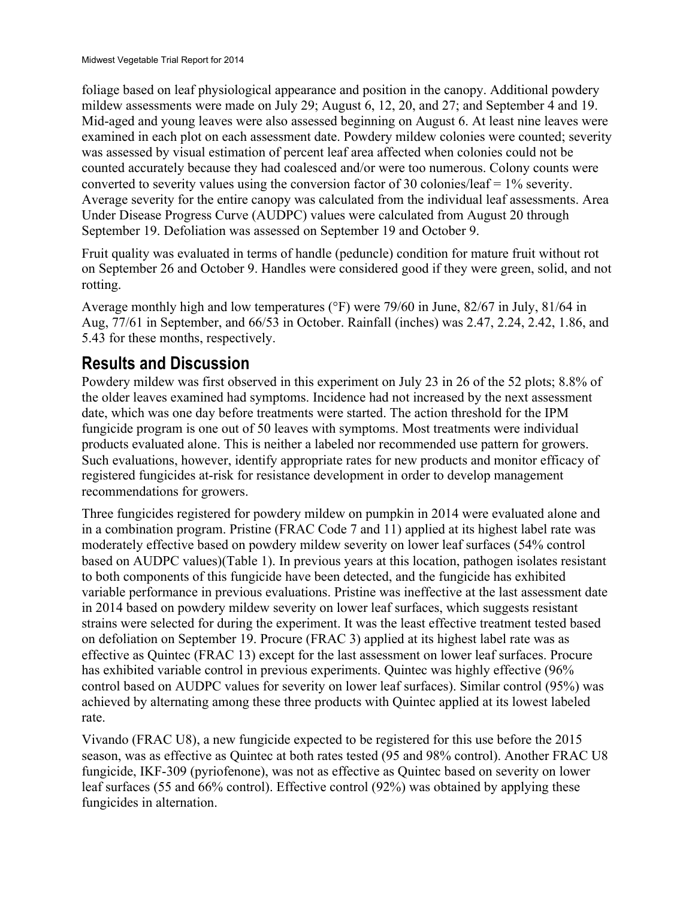foliage based on leaf physiological appearance and position in the canopy. Additional powdery mildew assessments were made on July 29; August 6, 12, 20, and 27; and September 4 and 19. Mid-aged and young leaves were also assessed beginning on August 6. At least nine leaves were examined in each plot on each assessment date. Powdery mildew colonies were counted; severity was assessed by visual estimation of percent leaf area affected when colonies could not be counted accurately because they had coalesced and/or were too numerous. Colony counts were converted to severity values using the conversion factor of 30 colonies/leaf = 1% severity. Average severity for the entire canopy was calculated from the individual leaf assessments. Area Under Disease Progress Curve (AUDPC) values were calculated from August 20 through September 19. Defoliation was assessed on September 19 and October 9.

Fruit quality was evaluated in terms of handle (peduncle) condition for mature fruit without rot on September 26 and October 9. Handles were considered good if they were green, solid, and not rotting.

Average monthly high and low temperatures (°F) were 79/60 in June, 82/67 in July, 81/64 in Aug, 77/61 in September, and 66/53 in October. Rainfall (inches) was 2.47, 2.24, 2.42, 1.86, and 5.43 for these months, respectively.

## Results and Discussion

Powdery mildew was first observed in this experiment on July 23 in 26 of the 52 plots; 8.8% of the older leaves examined had symptoms. Incidence had not increased by the next assessment date, which was one day before treatments were started. The action threshold for the IPM fungicide program is one out of 50 leaves with symptoms. Most treatments were individual products evaluated alone. This is neither a labeled nor recommended use pattern for growers. Such evaluations, however, identify appropriate rates for new products and monitor efficacy of registered fungicides at-risk for resistance development in order to develop management recommendations for growers.

Three fungicides registered for powdery mildew on pumpkin in 2014 were evaluated alone and in a combination program. Pristine (FRAC Code 7 and 11) applied at its highest label rate was moderately effective based on powdery mildew severity on lower leaf surfaces (54% control based on AUDPC values)(Table 1). In previous years at this location, pathogen isolates resistant to both components of this fungicide have been detected, and the fungicide has exhibited variable performance in previous evaluations. Pristine was ineffective at the last assessment date in 2014 based on powdery mildew severity on lower leaf surfaces, which suggests resistant strains were selected for during the experiment. It was the least effective treatment tested based on defoliation on September 19. Procure (FRAC 3) applied at its highest label rate was as effective as Quintec (FRAC 13) except for the last assessment on lower leaf surfaces. Procure has exhibited variable control in previous experiments. Quintec was highly effective (96% control based on AUDPC values for severity on lower leaf surfaces). Similar control (95%) was achieved by alternating among these three products with Quintec applied at its lowest labeled rate.

Vivando (FRAC U8), a new fungicide expected to be registered for this use before the 2015 season, was as effective as Quintec at both rates tested (95 and 98% control). Another FRAC U8 fungicide, IKF-309 (pyriofenone), was not as effective as Quintec based on severity on lower leaf surfaces (55 and 66% control). Effective control (92%) was obtained by applying these fungicides in alternation.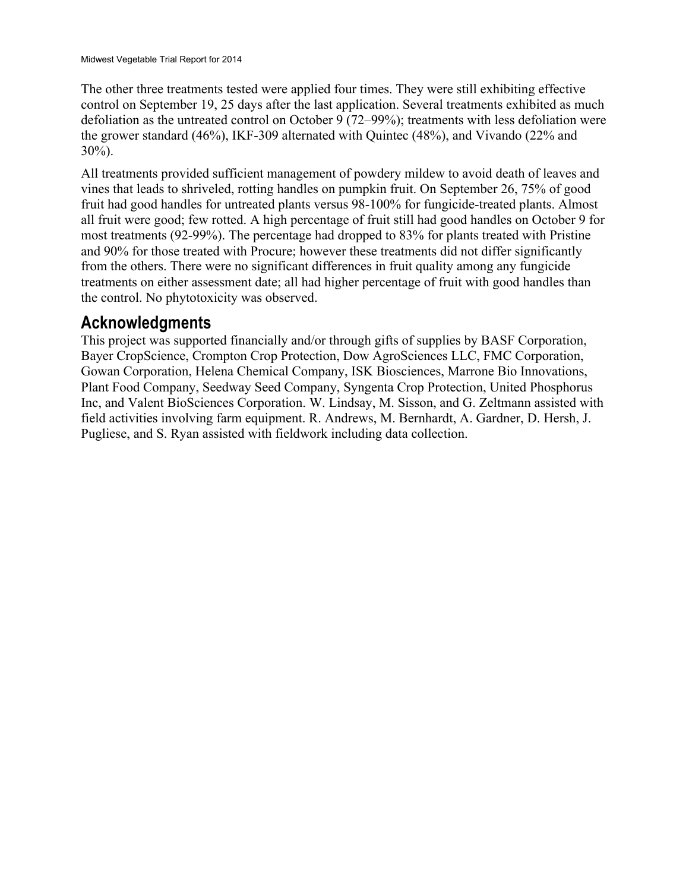The other three treatments tested were applied four times. They were still exhibiting effective control on September 19, 25 days after the last application. Several treatments exhibited as much defoliation as the untreated control on October 9 (72–99%); treatments with less defoliation were the grower standard (46%), IKF-309 alternated with Quintec (48%), and Vivando (22% and 30%).

All treatments provided sufficient management of powdery mildew to avoid death of leaves and vines that leads to shriveled, rotting handles on pumpkin fruit. On September 26, 75% of good fruit had good handles for untreated plants versus 98-100% for fungicide-treated plants. Almost all fruit were good; few rotted. A high percentage of fruit still had good handles on October 9 for most treatments (92-99%). The percentage had dropped to 83% for plants treated with Pristine and 90% for those treated with Procure; however these treatments did not differ significantly from the others. There were no significant differences in fruit quality among any fungicide treatments on either assessment date; all had higher percentage of fruit with good handles than the control. No phytotoxicity was observed.

## Acknowledgments

This project was supported financially and/or through gifts of supplies by BASF Corporation, Bayer CropScience, Crompton Crop Protection, Dow AgroSciences LLC, FMC Corporation, Gowan Corporation, Helena Chemical Company, ISK Biosciences, Marrone Bio Innovations, Plant Food Company, Seedway Seed Company, Syngenta Crop Protection, United Phosphorus Inc, and Valent BioSciences Corporation. W. Lindsay, M. Sisson, and G. Zeltmann assisted with field activities involving farm equipment. R. Andrews, M. Bernhardt, A. Gardner, D. Hersh, J. Pugliese, and S. Ryan assisted with fieldwork including data collection.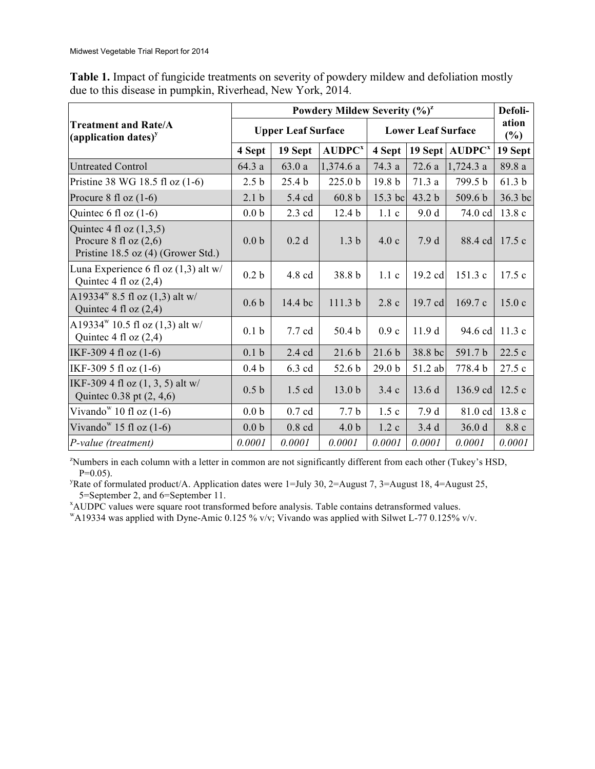**Table 1.** Impact of fungicide treatments on severity of powdery mildew and defoliation mostly due to this disease in pumpkin, Riverhead, New York, 2014.

| Treatment and Rate/A (application dates)[y] | Powdery Mildew Severity (%)[z] | | | | | | Defoliation (%) |
|---|---|---|---|---|---|---|---|
| | Upper Leaf Surface | | | Lower Leaf Surface | | | |
| | 4 Sept | 19 Sept | AUDPC[x] | 4 Sept | 19 Sept | AUDPC[x] | 19 Sept |
| Untreated Control | 64.3 a | 63.0 a | 1,374.6 a | 74.3 a | 72.6 a | 1,724.3 a | 89.8 a |
| Pristine 38 WG 18.5 fl oz (1-6) | 2.5 b | 25.4 b | 225.0 b | 19.8 b | 71.3 a | 799.5 b | 61.3 b |
| Procure 8 fl oz (1-6) | 2.1 b | 5.4 cd | 60.8 b | 15.3 bc | 43.2 b | 509.6 b | 36.3 bc |
| Quintec 6 fl oz (1-6) | 0.0 b | 2.3 cd | 12.4 b | 1.1 c | 9.0 d | 74.0 cd | 13.8 c |
| Quintec 4 fl oz (1,3,5) Procure 8 fl oz (2,6) Pristine 18.5 oz (4) (Grower Std.) | 0.0 b | 0.2 d | 1.3 b | 4.0 c | 7.9 d | 88.4 cd | 17.5 c |
| Luna Experience 6 fl oz (1,3) alt w/ Quintec 4 fl oz (2,4) | 0.2 b | 4.8 cd | 38.8 b | 1.1 c | 19.2 cd | 151.3 c | 17.5 c |
| A19334[w] 8.5 fl oz (1,3) alt w/ Quintec 4 fl oz (2,4) | 0.6 b | 14.4 bc | 111.3 b | 2.8 c | 19.7 cd | 169.7 c | 15.0 c |
| A19334[w] 10.5 fl oz (1,3) alt w/ Quintec 4 fl oz (2,4) | 0.1 b | 7.7 cd | 50.4 b | 0.9 c | 11.9 d | 94.6 cd | 11.3 c |
| IKF-309 4 fl oz (1-6) | 0.1 b | 2.4 cd | 21.6 b | 21.6 b | 38.8 bc | 591.7 b | 22.5 c |
| IKF-309 5 fl oz (1-6) | 0.4 b | 6.3 cd | 52.6 b | 29.0 b | 51.2 ab | 778.4 b | 27.5 c |
| IKF-309 4 fl oz (1, 3, 5) alt w/ Quintec 0.38 pt (2, 4,6) | 0.5 b | 1.5 cd | 13.0 b | 3.4 c | 13.6 d | 136.9 cd | 12.5 c |
| Vivando[w] 10 fl oz (1-6) | 0.0 b | 0.7 cd | 7.7 b | 1.5 c | 7.9 d | 81.0 cd | 13.8 c |
| Vivando[w] 15 fl oz (1-6) | 0.0 b | 0.8 cd | 4.0 b | 1.2 c | 3.4 d | 36.0 d | 8.8 c |
| *P-value (treatment)* | *0.0001* | *0.0001* | *0.0001* | *0.0001* | *0.0001* | *0.0001* | *0.0001* |

[z]Numbers in each column with a letter in common are not significantly different from each other (Tukey's HSD, P=0.05).
[y]Rate of formulated product/A. Application dates were 1=July 30, 2=August 7, 3=August 18, 4=August 25, 5=September 2, and 6=September 11.
[x]AUDPC values were square root transformed before analysis. Table contains detransformed values.
[w]A19334 was applied with Dyne-Amic 0.125 % v/v; Vivando was applied with Silwet L-77 0.125% v/v.